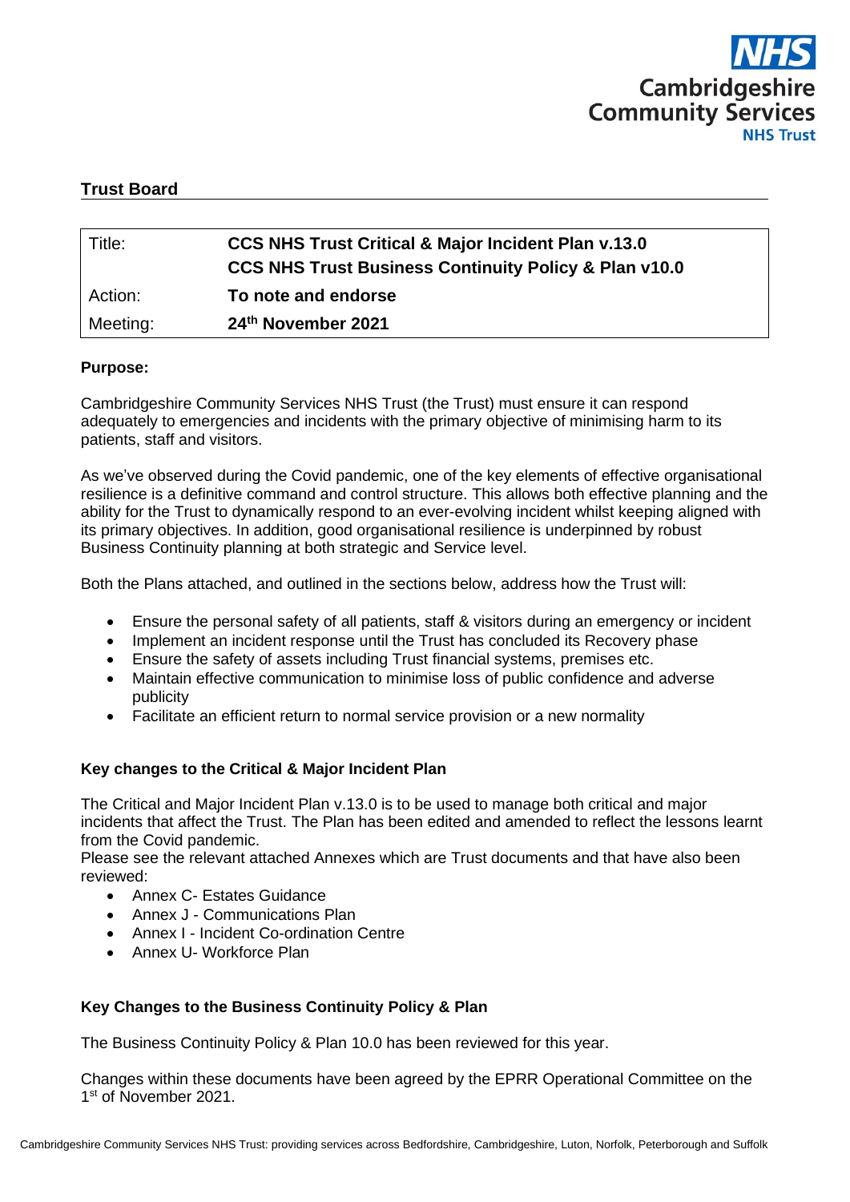**Trust Board**

| Title: | **CCS NHS Trust Critical & Major Incident Plan v.13.0**<br>**CCS NHS Trust Business Continuity Policy & Plan v10.0** |
|---|---|
| Action: | **To note and endorse** |
| Meeting: | **24th November 2021** |

**Purpose:**

Cambridgeshire Community Services NHS Trust (the Trust) must ensure it can respond adequately to emergencies and incidents with the primary objective of minimising harm to its patients, staff and visitors.

As we've observed during the Covid pandemic, one of the key elements of effective organisational resilience is a definitive command and control structure. This allows both effective planning and the ability for the Trust to dynamically respond to an ever-evolving incident whilst keeping aligned with its primary objectives. In addition, good organisational resilience is underpinned by robust Business Continuity planning at both strategic and Service level.

Both the Plans attached, and outlined in the sections below, address how the Trust will:

- Ensure the personal safety of all patients, staff & visitors during an emergency or incident
- Implement an incident response until the Trust has concluded its Recovery phase
- Ensure the safety of assets including Trust financial systems, premises etc.
- Maintain effective communication to minimise loss of public confidence and adverse publicity
- Facilitate an efficient return to normal service provision or a new normality

**Key changes to the Critical & Major Incident Plan**

The Critical and Major Incident Plan v.13.0 is to be used to manage both critical and major incidents that affect the Trust. The Plan has been edited and amended to reflect the lessons learnt from the Covid pandemic.
Please see the relevant attached Annexes which are Trust documents and that have also been reviewed:

- Annex C- Estates Guidance
- Annex J - Communications Plan
- Annex I - Incident Co-ordination Centre
- Annex U- Workforce Plan

**Key Changes to the Business Continuity Policy & Plan**

The Business Continuity Policy & Plan 10.0 has been reviewed for this year.

Changes within these documents have been agreed by the EPRR Operational Committee on the 1st of November 2021.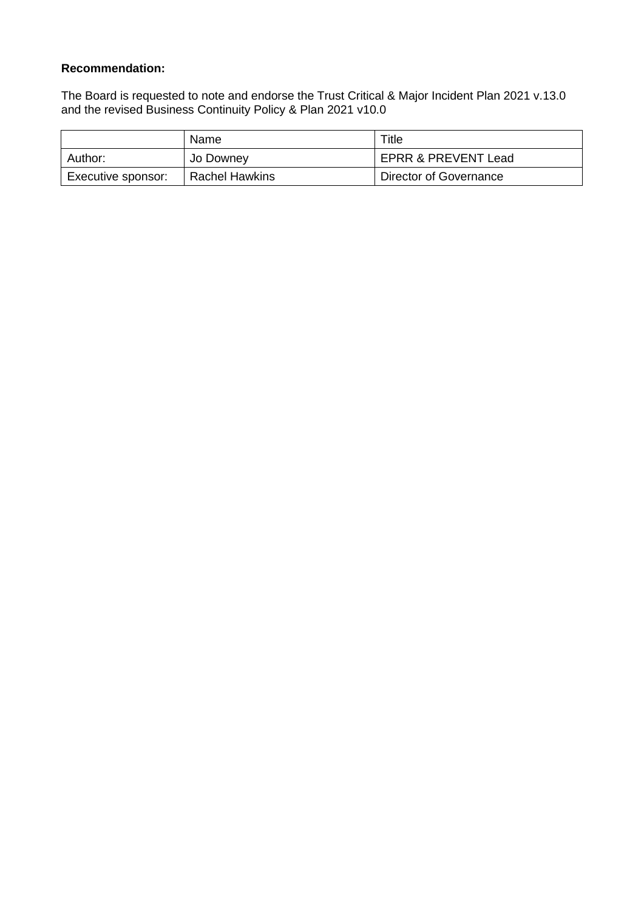**Recommendation:**

The Board is requested to note and endorse the Trust Critical & Major Incident Plan 2021 v.13.0 and the revised Business Continuity Policy & Plan 2021 v10.0

| | Name | Title |
|---|---|---|
| Author: | Jo Downey | EPRR & PREVENT Lead |
| Executive sponsor: | Rachel Hawkins | Director of Governance |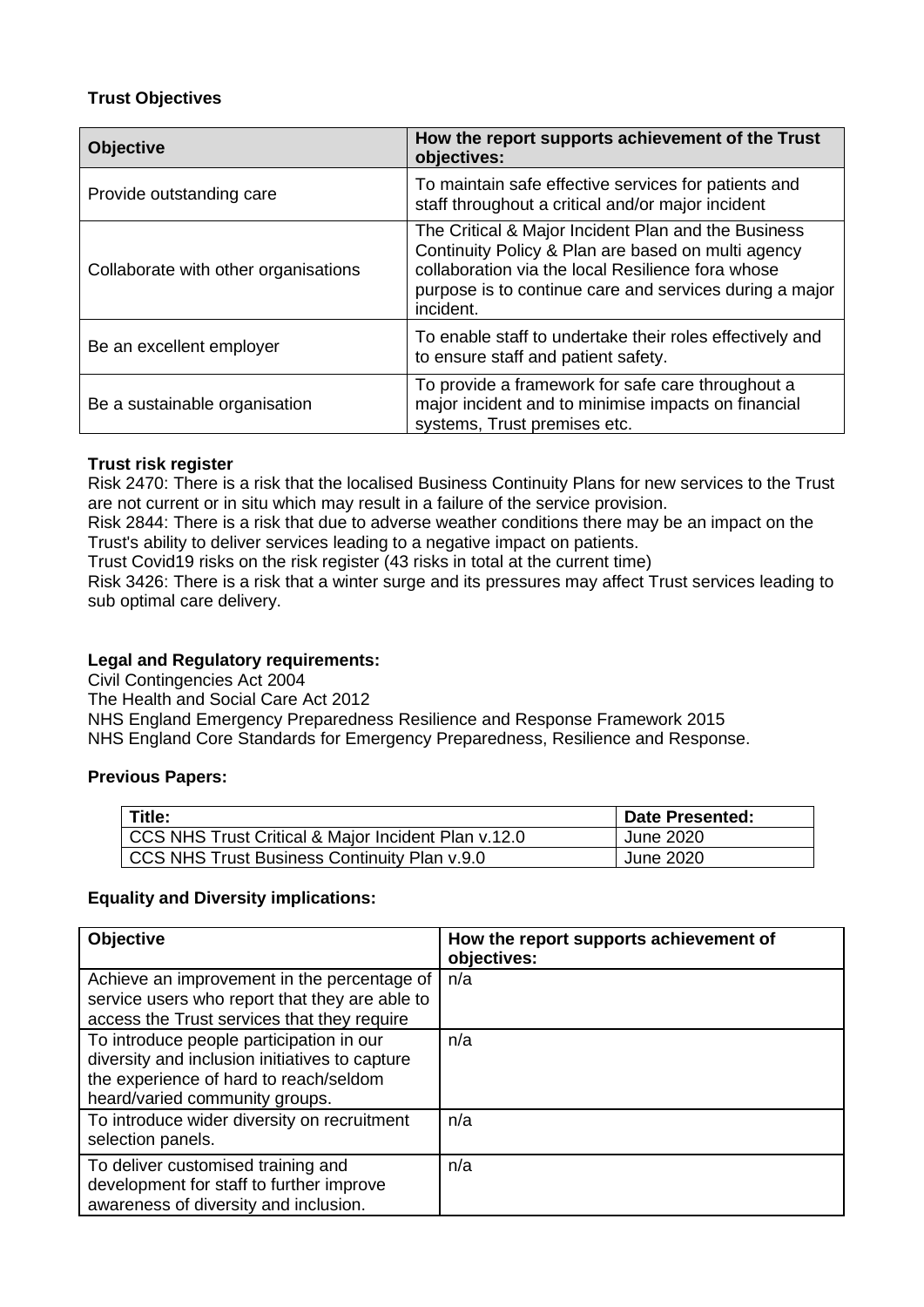**Trust Objectives**

| Objective | How the report supports achievement of the Trust objectives: |
|---|---|
| Provide outstanding care | To maintain safe effective services for patients and staff throughout a critical and/or major incident |
| Collaborate with other organisations | The Critical & Major Incident Plan and the Business Continuity Policy & Plan are based on multi agency collaboration via the local Resilience fora whose purpose is to continue care and services during a major incident. |
| Be an excellent employer | To enable staff to undertake their roles effectively and to ensure staff and patient safety. |
| Be a sustainable organisation | To provide a framework for safe care throughout a major incident and to minimise impacts on financial systems, Trust premises etc. |

**Trust risk register**

Risk 2470: There is a risk that the localised Business Continuity Plans for new services to the Trust are not current or in situ which may result in a failure of the service provision.
Risk 2844: There is a risk that due to adverse weather conditions there may be an impact on the Trust's ability to deliver services leading to a negative impact on patients.
Trust Covid19 risks on the risk register (43 risks in total at the current time)
Risk 3426: There is a risk that a winter surge and its pressures may affect Trust services leading to sub optimal care delivery.

**Legal and Regulatory requirements:**

Civil Contingencies Act 2004
The Health and Social Care Act 2012
NHS England Emergency Preparedness Resilience and Response Framework 2015
NHS England Core Standards for Emergency Preparedness, Resilience and Response.

**Previous Papers:**

| Title: | Date Presented: |
|---|---|
| CCS NHS Trust Critical & Major Incident Plan v.12.0 | June 2020 |
| CCS NHS Trust Business Continuity Plan v.9.0 | June 2020 |

**Equality and Diversity implications:**

| Objective | How the report supports achievement of objectives: |
|---|---|
| Achieve an improvement in the percentage of service users who report that they are able to access the Trust services that they require | n/a |
| To introduce people participation in our diversity and inclusion initiatives to capture the experience of hard to reach/seldom heard/varied community groups. | n/a |
| To introduce wider diversity on recruitment selection panels. | n/a |
| To deliver customised training and development for staff to further improve awareness of diversity and inclusion. | n/a |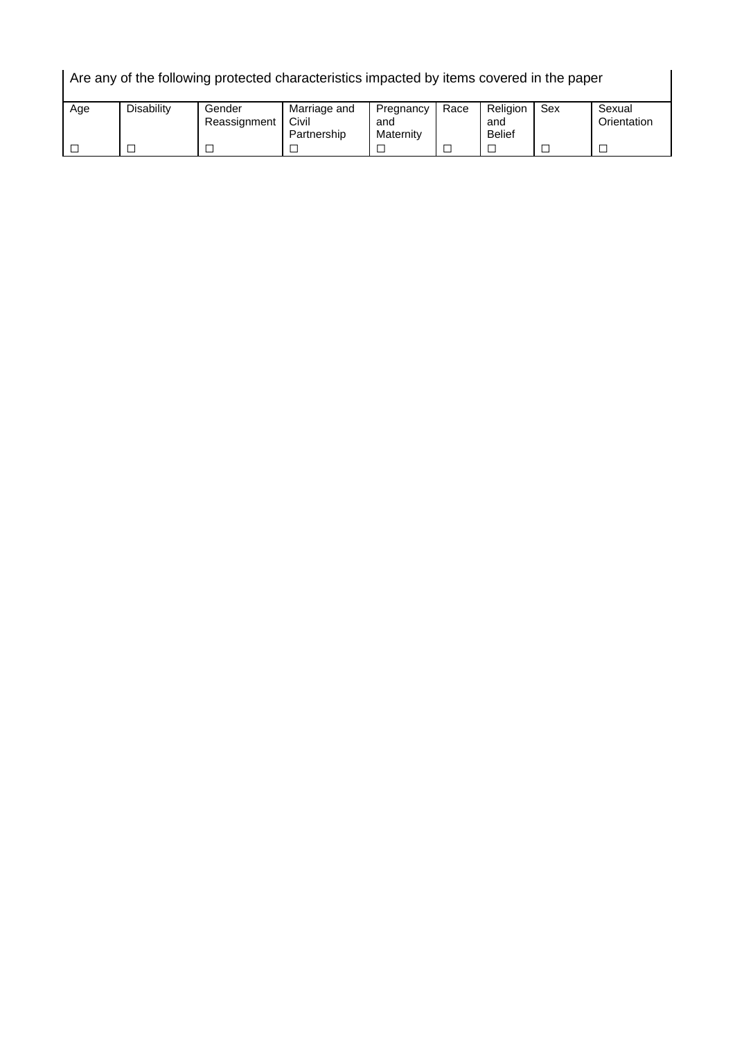Are any of the following protected characteristics impacted by items covered in the paper

| Age | Disability | Gender Reassignment | Marriage and Civil Partnership | Pregnancy and Maternity | Race | Religion and Belief | Sex | Sexual Orientation |
|---|---|---|---|---|---|---|---|---|
| ☐ | ☐ | ☐ | ☐ | ☐ | ☐ | ☐ | ☐ | ☐ |